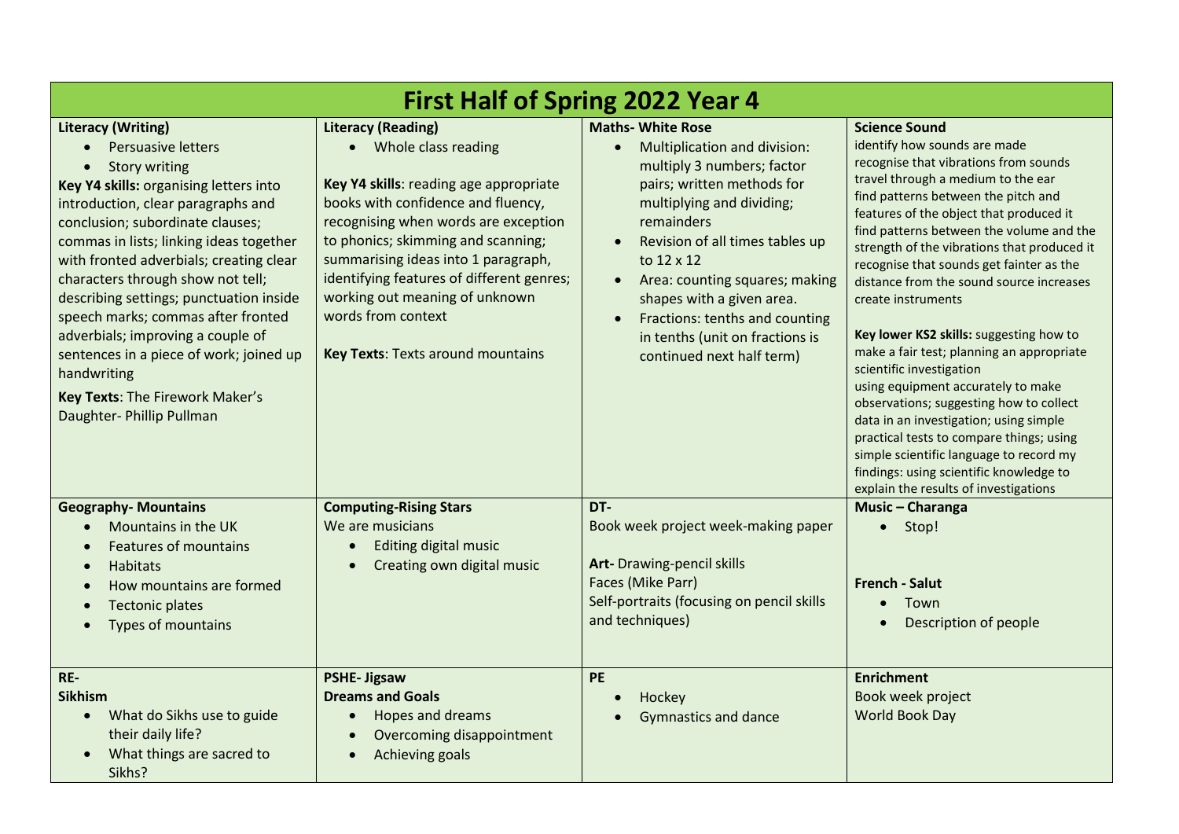# First Half of Spring 2022 Year 4

| **Literacy (Writing)** | **Literacy (Reading)** | **Maths- White Rose** | **Science Sound** |
|---|---|---|---|
| • Persuasive letters<br>• Story writing<br>**Key Y4 skills:** organising letters into introduction, clear paragraphs and conclusion; subordinate clauses; commas in lists; linking ideas together with fronted adverbials; creating clear characters through show not tell; describing settings; punctuation inside speech marks; commas after fronted adverbials; improving a couple of sentences in a piece of work; joined up handwriting<br>**Key Texts**: The Firework Maker's Daughter- Phillip Pullman | • Whole class reading<br><br>**Key Y4 skills**: reading age appropriate books with confidence and fluency, recognising when words are exception to phonics; skimming and scanning; summarising ideas into 1 paragraph, identifying features of different genres; working out meaning of unknown words from context<br><br>**Key Texts**: Texts around mountains | • Multiplication and division: multiply 3 numbers; factor pairs; written methods for multiplying and dividing; remainders<br>• Revision of all times tables up to 12 x 12<br>• Area: counting squares; making shapes with a given area.<br>• Fractions: tenths and counting in tenths (unit on fractions is continued next half term) | identify how sounds are made<br>recognise that vibrations from sounds travel through a medium to the ear<br>find patterns between the pitch and features of the object that produced it<br>find patterns between the volume and the strength of the vibrations that produced it<br>recognise that sounds get fainter as the distance from the sound source increases<br>create instruments<br><br>**Key lower KS2 skills:** suggesting how to make a fair test; planning an appropriate scientific investigation<br>using equipment accurately to make observations; suggesting how to collect data in an investigation; using simple practical tests to compare things; using simple scientific language to record my findings: using scientific knowledge to explain the results of investigations |
| **Geography- Mountains**<br>• Mountains in the UK<br>• Features of mountains<br>• Habitats<br>• How mountains are formed<br>• Tectonic plates<br>• Types of mountains | **Computing-Rising Stars**<br>We are musicians<br>• Editing digital music<br>• Creating own digital music | **DT-**<br>Book week project week-making paper<br><br>**Art-** Drawing-pencil skills<br>Faces (Mike Parr)<br>Self-portraits (focusing on pencil skills and techniques) | **Music – Charanga**<br>• Stop!<br><br>**French - Salut**<br>• Town<br>• Description of people |
| **RE-**<br>**Sikhism**<br>• What do Sikhs use to guide their daily life?<br>• What things are sacred to Sikhs? | **PSHE- Jigsaw**<br>**Dreams and Goals**<br>• Hopes and dreams<br>• Overcoming disappointment<br>• Achieving goals | **PE**<br>• Hockey<br>• Gymnastics and dance | **Enrichment**<br>Book week project<br>World Book Day |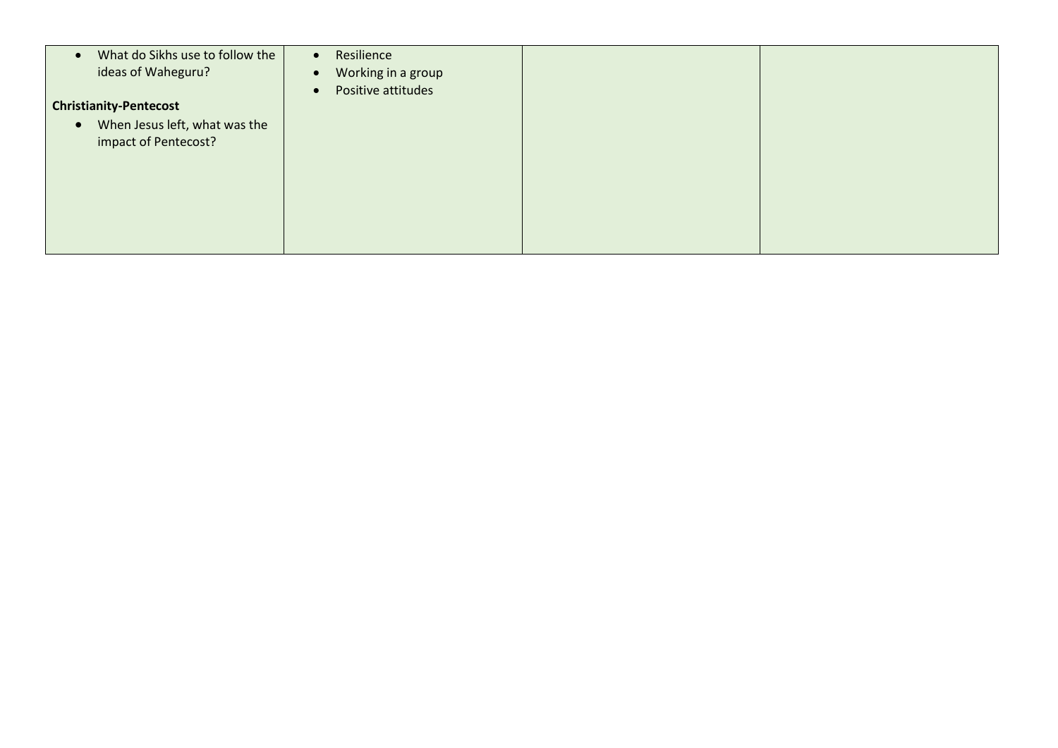| | | | |
|---|---|---|---|
| • What do Sikhs use to follow the ideas of Waheguru?<br><br>**Christianity-Pentecost**<br>• When Jesus left, what was the impact of Pentecost? | • Resilience<br>• Working in a group<br>• Positive attitudes | | |